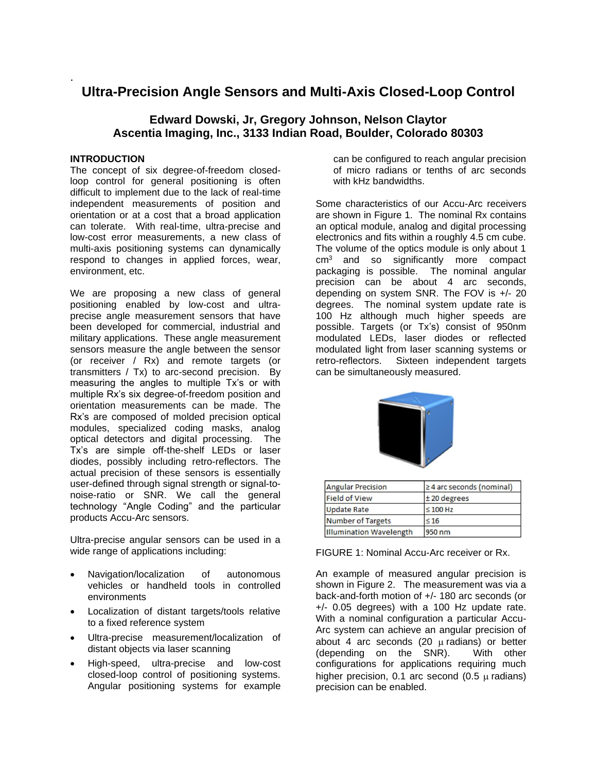# Ultra-Precision Angle Sensors and Multi-Axis Closed-Loop Control

**Edward Dowski, Jr, Gregory Johnson, Nelson Claytor**
**Ascentia Imaging, Inc., 3133 Indian Road, Boulder, Colorado 80303**

## INTRODUCTION

The concept of six degree-of-freedom closed-loop control for general positioning is often difficult to implement due to the lack of real-time independent measurements of position and orientation or at a cost that a broad application can tolerate. With real-time, ultra-precise and low-cost error measurements, a new class of multi-axis positioning systems can dynamically respond to changes in applied forces, wear, environment, etc.

We are proposing a new class of general positioning enabled by low-cost and ultra-precise angle measurement sensors that have been developed for commercial, industrial and military applications. These angle measurement sensors measure the angle between the sensor (or receiver / Rx) and remote targets (or transmitters / Tx) to arc-second precision. By measuring the angles to multiple Tx's or with multiple Rx's six degree-of-freedom position and orientation measurements can be made. The Rx's are composed of molded precision optical modules, specialized coding masks, analog optical detectors and digital processing. The Tx's are simple off-the-shelf LEDs or laser diodes, possibly including retro-reflectors. The actual precision of these sensors is essentially user-defined through signal strength or signal-to-noise-ratio or SNR. We call the general technology "Angle Coding" and the particular products Accu-Arc sensors.

Ultra-precise angular sensors can be used in a wide range of applications including:

- Navigation/localization of autonomous vehicles or handheld tools in controlled environments
- Localization of distant targets/tools relative to a fixed reference system
- Ultra-precise measurement/localization of distant objects via laser scanning
- High-speed, ultra-precise and low-cost closed-loop control of positioning systems. Angular positioning systems for example can be configured to reach angular precision of micro radians or tenths of arc seconds with kHz bandwidths.

Some characteristics of our Accu-Arc receivers are shown in Figure 1. The nominal Rx contains an optical module, analog and digital processing electronics and fits within a roughly 4.5 cm cube. The volume of the optics module is only about 1 $cm^3$ and so significantly more compact packaging is possible. The nominal angular precision can be about 4 arc seconds, depending on system SNR. The FOV is +/- 20 degrees. The nominal system update rate is 100 Hz although much higher speeds are possible. Targets (or Tx's) consist of 950nm modulated LEDs, laser diodes or reflected modulated light from laser scanning systems or retro-reflectors. Sixteen independent targets can be simultaneously measured.

| Angular Precision | ≥ 4 arc seconds (nominal) |
|---|---|
| Field of View | ± 20 degrees |
| Update Rate | ≤ 100 Hz |
| Number of Targets | ≤ 16 |
| Illumination Wavelength | 950 nm |

FIGURE 1: Nominal Accu-Arc receiver or Rx.

An example of measured angular precision is shown in Figure 2. The measurement was via a back-and-forth motion of +/- 180 arc seconds (or +/- 0.05 degrees) with a 100 Hz update rate. With a nominal configuration a particular Accu-Arc system can achieve an angular precision of about 4 arc seconds (20 $\mu$ radians) or better (depending on the SNR). With other configurations for applications requiring much higher precision, 0.1 arc second (0.5 $\mu$ radians) precision can be enabled.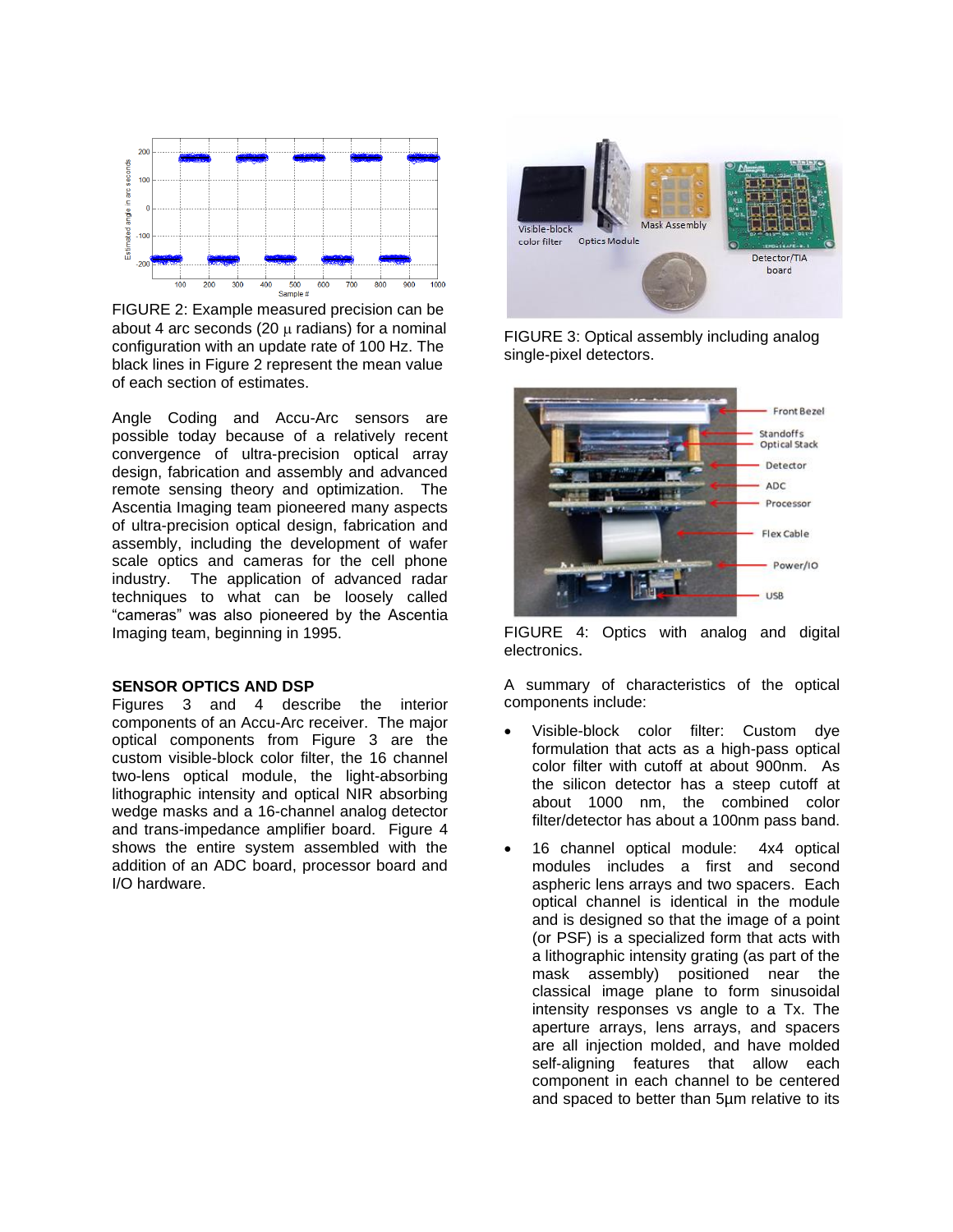FIGURE 2: Example measured precision can be about 4 arc seconds (20 μ radians) for a nominal configuration with an update rate of 100 Hz. The black lines in Figure 2 represent the mean value of each section of estimates.

Angle Coding and Accu-Arc sensors are possible today because of a relatively recent convergence of ultra-precision optical array design, fabrication and assembly and advanced remote sensing theory and optimization. The Ascentia Imaging team pioneered many aspects of ultra-precision optical design, fabrication and assembly, including the development of wafer scale optics and cameras for the cell phone industry. The application of advanced radar techniques to what can be loosely called "cameras" was also pioneered by the Ascentia Imaging team, beginning in 1995.

## SENSOR OPTICS AND DSP

Figures 3 and 4 describe the interior components of an Accu-Arc receiver. The major optical components from Figure 3 are the custom visible-block color filter, the 16 channel two-lens optical module, the light-absorbing lithographic intensity and optical NIR absorbing wedge masks and a 16-channel analog detector and trans-impedance amplifier board. Figure 4 shows the entire system assembled with the addition of an ADC board, processor board and I/O hardware.

FIGURE 3: Optical assembly including analog single-pixel detectors.

FIGURE 4: Optics with analog and digital electronics.

A summary of characteristics of the optical components include:

- Visible-block color filter: Custom dye formulation that acts as a high-pass optical color filter with cutoff at about 900nm. As the silicon detector has a steep cutoff at about 1000 nm, the combined color filter/detector has about a 100nm pass band.
- 16 channel optical module: 4x4 optical modules includes a first and second aspheric lens arrays and two spacers. Each optical channel is identical in the module and is designed so that the image of a point (or PSF) is a specialized form that acts with a lithographic intensity grating (as part of the mask assembly) positioned near the classical image plane to form sinusoidal intensity responses vs angle to a Tx. The aperture arrays, lens arrays, and spacers are all injection molded, and have molded self-aligning features that allow each component in each channel to be centered and spaced to better than 5μm relative to its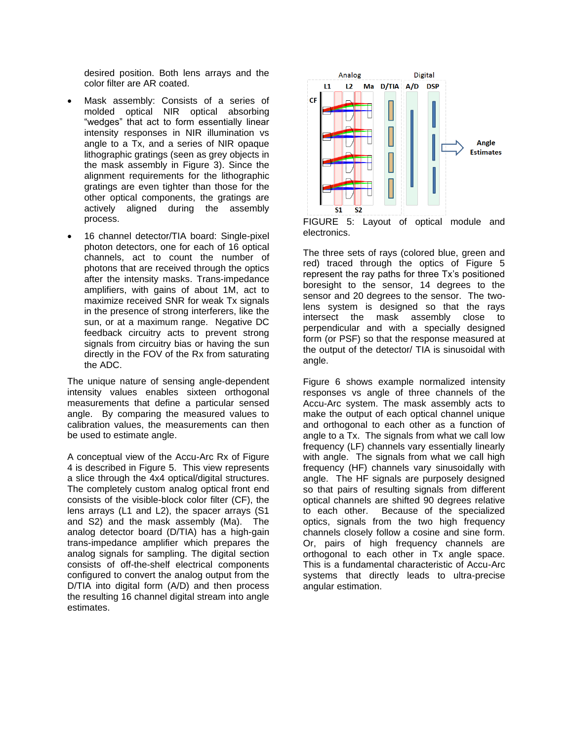desired position. Both lens arrays and the color filter are AR coated.

- Mask assembly: Consists of a series of molded optical NIR optical absorbing "wedges" that act to form essentially linear intensity responses in NIR illumination vs angle to a Tx, and a series of NIR opaque lithographic gratings (seen as grey objects in the mask assembly in Figure 3). Since the alignment requirements for the lithographic gratings are even tighter than those for the other optical components, the gratings are actively aligned during the assembly process.

- 16 channel detector/TIA board: Single-pixel photon detectors, one for each of 16 optical channels, act to count the number of photons that are received through the optics after the intensity masks. Trans-impedance amplifiers, with gains of about 1M, act to maximize received SNR for weak Tx signals in the presence of strong interferers, like the sun, or at a maximum range. Negative DC feedback circuitry acts to prevent strong signals from circuitry bias or having the sun directly in the FOV of the Rx from saturating the ADC.

The unique nature of sensing angle-dependent intensity values enables sixteen orthogonal measurements that define a particular sensed angle. By comparing the measured values to calibration values, the measurements can then be used to estimate angle.

A conceptual view of the Accu-Arc Rx of Figure 4 is described in Figure 5. This view represents a slice through the 4x4 optical/digital structures. The completely custom analog optical front end consists of the visible-block color filter (CF), the lens arrays (L1 and L2), the spacer arrays (S1 and S2) and the mask assembly (Ma). The analog detector board (D/TIA) has a high-gain trans-impedance amplifier which prepares the analog signals for sampling. The digital section consists of off-the-shelf electrical components configured to convert the analog output from the D/TIA into digital form (A/D) and then process the resulting 16 channel digital stream into angle estimates.

FIGURE 5: Layout of optical module and electronics.

The three sets of rays (colored blue, green and red) traced through the optics of Figure 5 represent the ray paths for three Tx's positioned boresight to the sensor, 14 degrees to the sensor and 20 degrees to the sensor. The two-lens system is designed so that the rays intersect the mask assembly close to perpendicular and with a specially designed form (or PSF) so that the response measured at the output of the detector/ TIA is sinusoidal with angle.

Figure 6 shows example normalized intensity responses vs angle of three channels of the Accu-Arc system. The mask assembly acts to make the output of each optical channel unique and orthogonal to each other as a function of angle to a Tx. The signals from what we call low frequency (LF) channels vary essentially linearly with angle. The signals from what we call high frequency (HF) channels vary sinusoidally with angle. The HF signals are purposely designed so that pairs of resulting signals from different optical channels are shifted 90 degrees relative to each other. Because of the specialized optics, signals from the two high frequency channels closely follow a cosine and sine form. Or, pairs of high frequency channels are orthogonal to each other in Tx angle space. This is a fundamental characteristic of Accu-Arc systems that directly leads to ultra-precise angular estimation.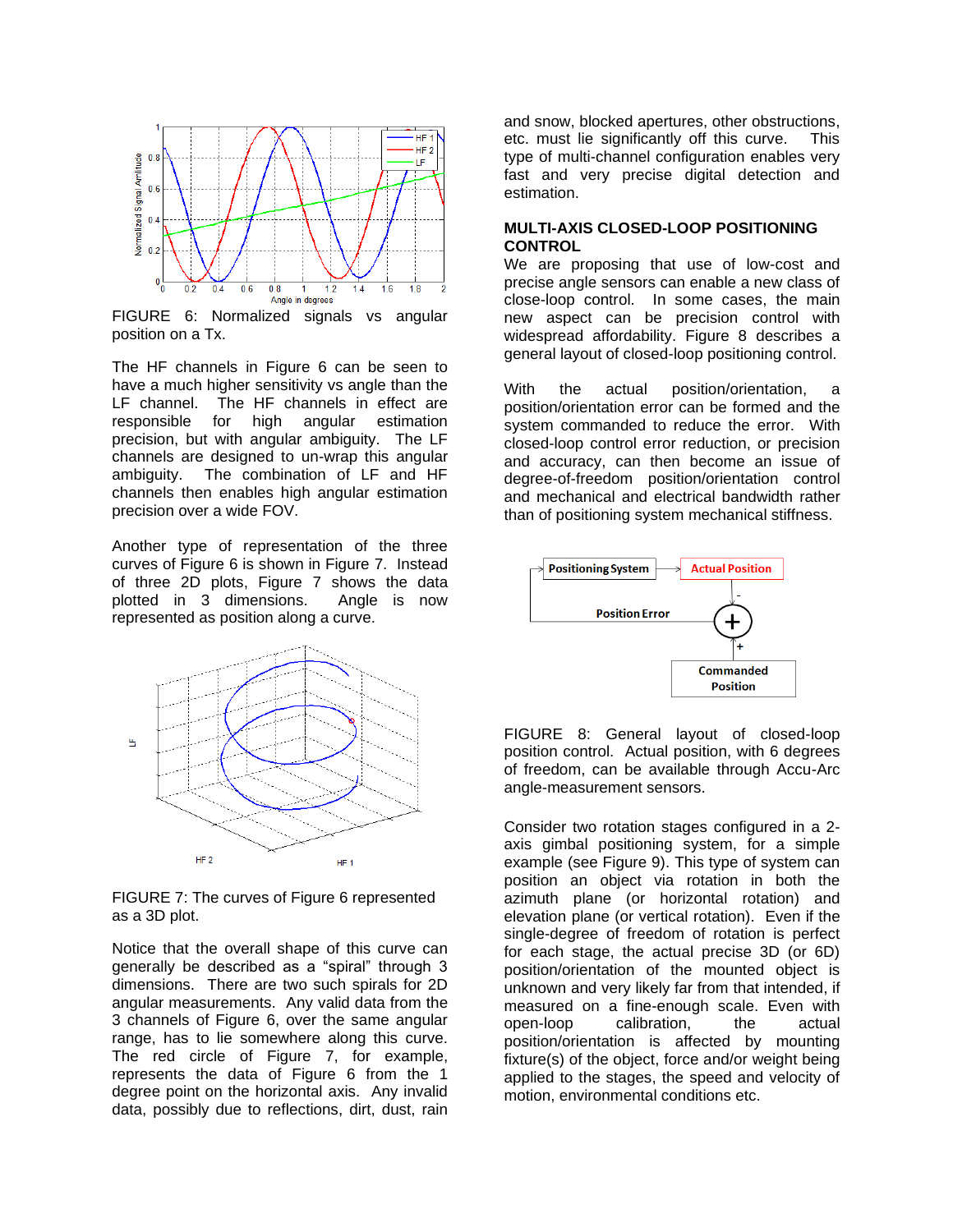FIGURE 6: Normalized signals vs angular position on a Tx.

The HF channels in Figure 6 can be seen to have a much higher sensitivity vs angle than the LF channel. The HF channels in effect are responsible for high angular estimation precision, but with angular ambiguity. The LF channels are designed to un-wrap this angular ambiguity. The combination of LF and HF channels then enables high angular estimation precision over a wide FOV.

Another type of representation of the three curves of Figure 6 is shown in Figure 7. Instead of three 2D plots, Figure 7 shows the data plotted in 3 dimensions. Angle is now represented as position along a curve.

FIGURE 7: The curves of Figure 6 represented as a 3D plot.

Notice that the overall shape of this curve can generally be described as a "spiral" through 3 dimensions. There are two such spirals for 2D angular measurements. Any valid data from the 3 channels of Figure 6, over the same angular range, has to lie somewhere along this curve. The red circle of Figure 7, for example, represents the data of Figure 6 from the 1 degree point on the horizontal axis. Any invalid data, possibly due to reflections, dirt, dust, rain and snow, blocked apertures, other obstructions, etc. must lie significantly off this curve. This type of multi-channel configuration enables very fast and very precise digital detection and estimation.

## MULTI-AXIS CLOSED-LOOP POSITIONING CONTROL

We are proposing that use of low-cost and precise angle sensors can enable a new class of close-loop control. In some cases, the main new aspect can be precision control with widespread affordability. Figure 8 describes a general layout of closed-loop positioning control.

With the actual position/orientation, a position/orientation error can be formed and the system commanded to reduce the error. With closed-loop control error reduction, or precision and accuracy, can then become an issue of degree-of-freedom position/orientation control and mechanical and electrical bandwidth rather than of positioning system mechanical stiffness.

FIGURE 8: General layout of closed-loop position control. Actual position, with 6 degrees of freedom, can be available through Accu-Arc angle-measurement sensors.

Consider two rotation stages configured in a 2-axis gimbal positioning system, for a simple example (see Figure 9). This type of system can position an object via rotation in both the azimuth plane (or horizontal rotation) and elevation plane (or vertical rotation). Even if the single-degree of freedom of rotation is perfect for each stage, the actual precise 3D (or 6D) position/orientation of the mounted object is unknown and very likely far from that intended, if measured on a fine-enough scale. Even with open-loop calibration, the actual position/orientation is affected by mounting fixture(s) of the object, force and/or weight being applied to the stages, the speed and velocity of motion, environmental conditions etc.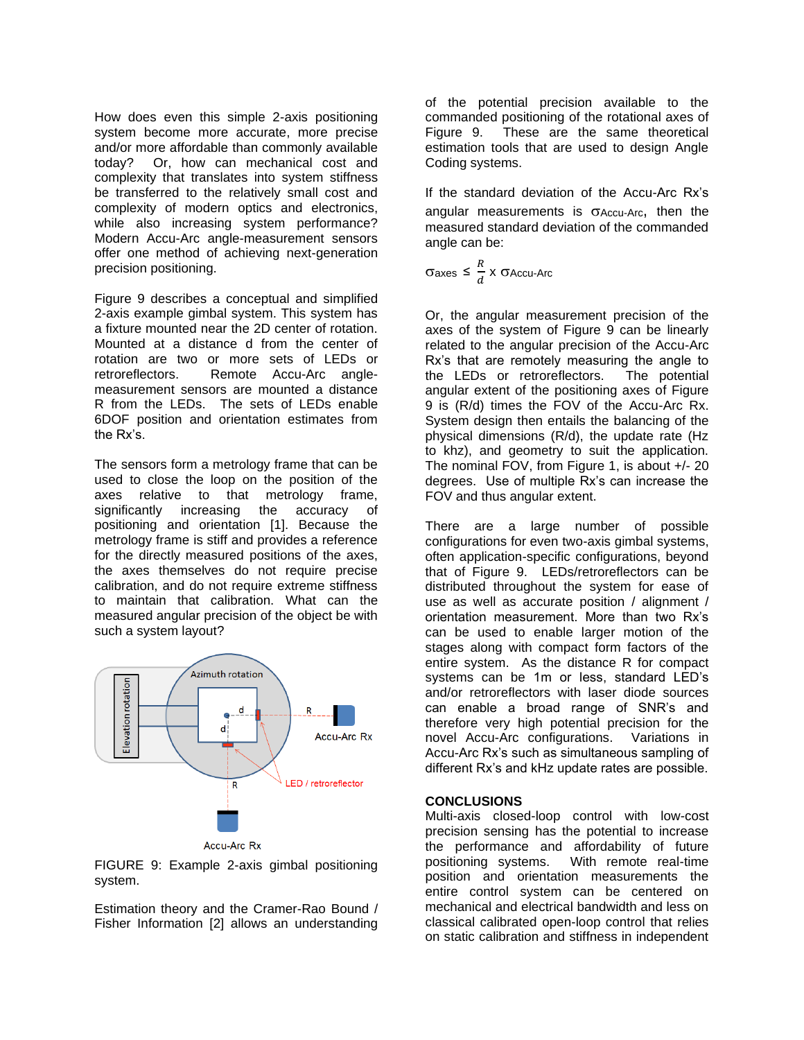How does even this simple 2-axis positioning system become more accurate, more precise and/or more affordable than commonly available today? Or, how can mechanical cost and complexity that translates into system stiffness be transferred to the relatively small cost and complexity of modern optics and electronics, while also increasing system performance? Modern Accu-Arc angle-measurement sensors offer one method of achieving next-generation precision positioning.

Figure 9 describes a conceptual and simplified 2-axis example gimbal system. This system has a fixture mounted near the 2D center of rotation. Mounted at a distance d from the center of rotation are two or more sets of LEDs or retroreflectors. Remote Accu-Arc angle-measurement sensors are mounted a distance R from the LEDs. The sets of LEDs enable 6DOF position and orientation estimates from the Rx's.

The sensors form a metrology frame that can be used to close the loop on the position of the axes relative to that metrology frame, significantly increasing the accuracy of positioning and orientation [1]. Because the metrology frame is stiff and provides a reference for the directly measured positions of the axes, the axes themselves do not require precise calibration, and do not require extreme stiffness to maintain that calibration. What can the measured angular precision of the object be with such a system layout?

FIGURE 9: Example 2-axis gimbal positioning system.

Estimation theory and the Cramer-Rao Bound / Fisher Information [2] allows an understanding of the potential precision available to the commanded positioning of the rotational axes of Figure 9. These are the same theoretical estimation tools that are used to design Angle Coding systems.

If the standard deviation of the Accu-Arc Rx's angular measurements is $\sigma_{Accu\text{-}Arc}$, then the measured standard deviation of the commanded angle can be:

$$\sigma_{axes} \leq \frac{R}{d} \times \sigma_{Accu\text{-}Arc}$$

Or, the angular measurement precision of the axes of the system of Figure 9 can be linearly related to the angular precision of the Accu-Arc Rx's that are remotely measuring the angle to the LEDs or retroreflectors. The potential angular extent of the positioning axes of Figure 9 is (R/d) times the FOV of the Accu-Arc Rx. System design then entails the balancing of the physical dimensions (R/d), the update rate (Hz to khz), and geometry to suit the application. The nominal FOV, from Figure 1, is about +/- 20 degrees. Use of multiple Rx's can increase the FOV and thus angular extent.

There are a large number of possible configurations for even two-axis gimbal systems, often application-specific configurations, beyond that of Figure 9. LEDs/retroreflectors can be distributed throughout the system for ease of use as well as accurate position / alignment / orientation measurement. More than two Rx's can be used to enable larger motion of the stages along with compact form factors of the entire system. As the distance R for compact systems can be 1m or less, standard LED's and/or retroreflectors with laser diode sources can enable a broad range of SNR's and therefore very high potential precision for the novel Accu-Arc configurations. Variations in Accu-Arc Rx's such as simultaneous sampling of different Rx's and kHz update rates are possible.

## CONCLUSIONS

Multi-axis closed-loop control with low-cost precision sensing has the potential to increase the performance and affordability of future positioning systems. With remote real-time position and orientation measurements the entire control system can be centered on mechanical and electrical bandwidth and less on classical calibrated open-loop control that relies on static calibration and stiffness in independent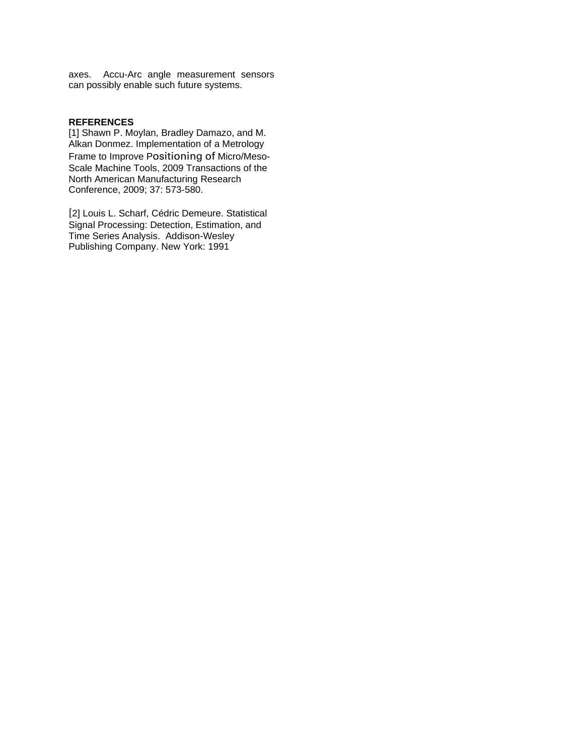axes. Accu-Arc angle measurement sensors can possibly enable such future systems.

**REFERENCES**

[1] Shawn P. Moylan, Bradley Damazo, and M. Alkan Donmez. Implementation of a Metrology Frame to Improve Positioning of Micro/Meso-Scale Machine Tools, 2009 Transactions of the North American Manufacturing Research Conference, 2009; 37: 573-580.

[2] Louis L. Scharf, Cédric Demeure. Statistical Signal Processing: Detection, Estimation, and Time Series Analysis. Addison-Wesley Publishing Company. New York: 1991